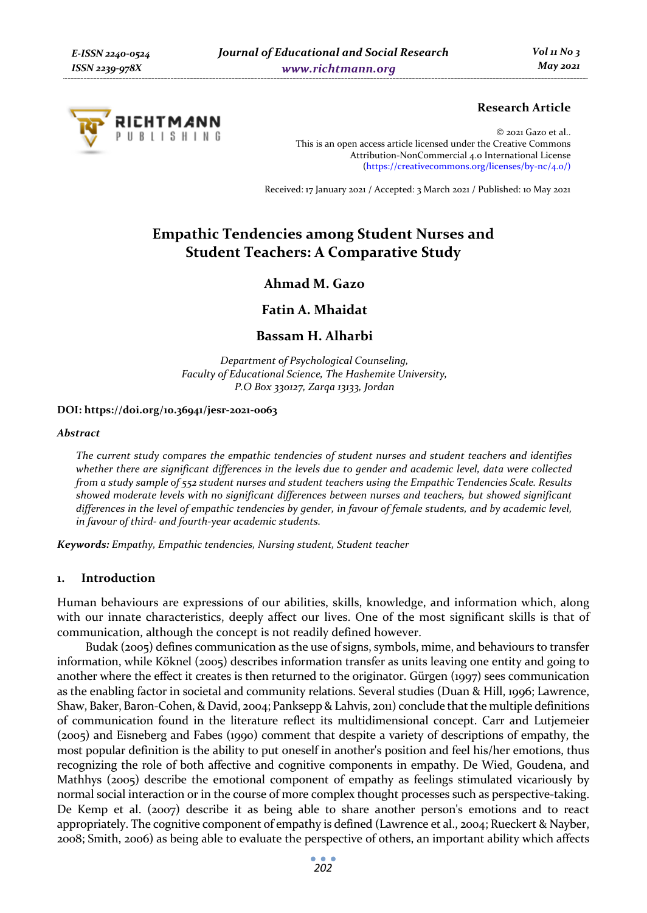**Research Article**

© 2021 Gazo et al..
This is an open access article licensed under the Creative Commons Attribution-NonCommercial 4.0 International License (https://creativecommons.org/licenses/by-nc/4.0/)

Received: 17 January 2021 / Accepted: 3 March 2021 / Published: 10 May 2021

# Empathic Tendencies among Student Nurses and Student Teachers: A Comparative Study

**Ahmad M. Gazo**

**Fatin A. Mhaidat**

**Bassam H. Alharbi**

*Department of Psychological Counseling,*
*Faculty of Educational Science, The Hashemite University,*
*P.O Box 330127, Zarqa 13133, Jordan*

**DOI: https://doi.org/10.36941/jesr-2021-0063**

***Abstract***

*The current study compares the empathic tendencies of student nurses and student teachers and identifies whether there are significant differences in the levels due to gender and academic level, data were collected from a study sample of 552 student nurses and student teachers using the Empathic Tendencies Scale. Results showed moderate levels with no significant differences between nurses and teachers, but showed significant differences in the level of empathic tendencies by gender, in favour of female students, and by academic level, in favour of third- and fourth-year academic students.*

***Keywords:*** *Empathy, Empathic tendencies, Nursing student, Student teacher*

## 1. Introduction

Human behaviours are expressions of our abilities, skills, knowledge, and information which, along with our innate characteristics, deeply affect our lives. One of the most significant skills is that of communication, although the concept is not readily defined however.

Budak (2005) defines communication as the use of signs, symbols, mime, and behaviours to transfer information, while Köknel (2005) describes information transfer as units leaving one entity and going to another where the effect it creates is then returned to the originator. Gürgen (1997) sees communication as the enabling factor in societal and community relations. Several studies (Duan & Hill, 1996; Lawrence, Shaw, Baker, Baron-Cohen, & David, 2004; Panksepp & Lahvis, 2011) conclude that the multiple definitions of communication found in the literature reflect its multidimensional concept. Carr and Lutjemeier (2005) and Eisneberg and Fabes (1990) comment that despite a variety of descriptions of empathy, the most popular definition is the ability to put oneself in another's position and feel his/her emotions, thus recognizing the role of both affective and cognitive components in empathy. De Wied, Goudena, and Mathhys (2005) describe the emotional component of empathy as feelings stimulated vicariously by normal social interaction or in the course of more complex thought processes such as perspective-taking. De Kemp et al. (2007) describe it as being able to share another person's emotions and to react appropriately. The cognitive component of empathy is defined (Lawrence et al., 2004; Rueckert & Nayber, 2008; Smith, 2006) as being able to evaluate the perspective of others, an important ability which affects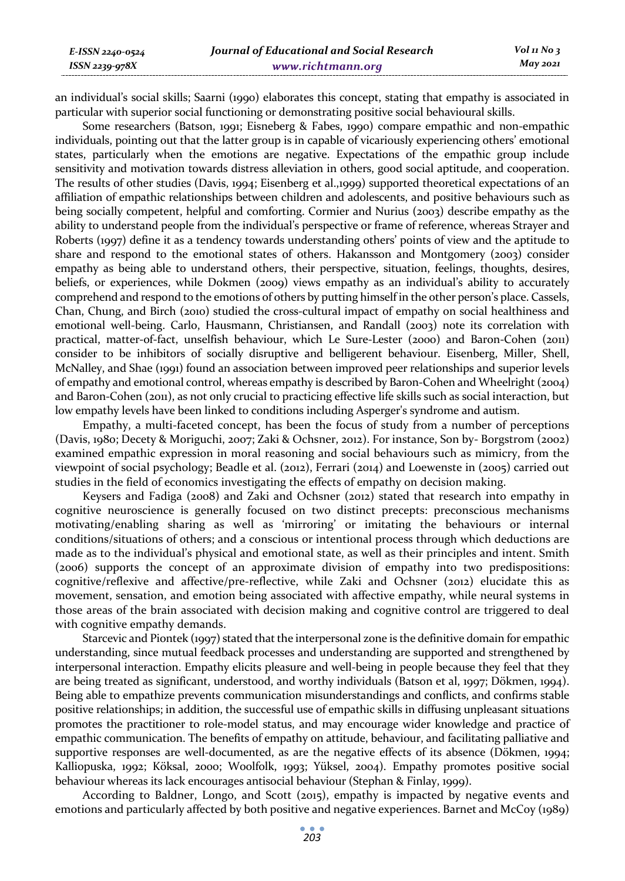an individual's social skills; Saarni (1990) elaborates this concept, stating that empathy is associated in particular with superior social functioning or demonstrating positive social behavioural skills.

Some researchers (Batson, 1991; Eisneberg & Fabes, 1990) compare empathic and non-empathic individuals, pointing out that the latter group is in capable of vicariously experiencing others' emotional states, particularly when the emotions are negative. Expectations of the empathic group include sensitivity and motivation towards distress alleviation in others, good social aptitude, and cooperation. The results of other studies (Davis, 1994; Eisenberg et al.,1999) supported theoretical expectations of an affiliation of empathic relationships between children and adolescents, and positive behaviours such as being socially competent, helpful and comforting. Cormier and Nurius (2003) describe empathy as the ability to understand people from the individual's perspective or frame of reference, whereas Strayer and Roberts (1997) define it as a tendency towards understanding others' points of view and the aptitude to share and respond to the emotional states of others. Hakansson and Montgomery (2003) consider empathy as being able to understand others, their perspective, situation, feelings, thoughts, desires, beliefs, or experiences, while Dokmen (2009) views empathy as an individual's ability to accurately comprehend and respond to the emotions of others by putting himself in the other person's place. Cassels, Chan, Chung, and Birch (2010) studied the cross-cultural impact of empathy on social healthiness and emotional well-being. Carlo, Hausmann, Christiansen, and Randall (2003) note its correlation with practical, matter-of-fact, unselfish behaviour, which Le Sure-Lester (2000) and Baron-Cohen (2011) consider to be inhibitors of socially disruptive and belligerent behaviour. Eisenberg, Miller, Shell, McNalley, and Shae (1991) found an association between improved peer relationships and superior levels of empathy and emotional control, whereas empathy is described by Baron-Cohen and Wheelright (2004) and Baron-Cohen (2011), as not only crucial to practicing effective life skills such as social interaction, but low empathy levels have been linked to conditions including Asperger's syndrome and autism.

Empathy, a multi-faceted concept, has been the focus of study from a number of perceptions (Davis, 1980; Decety & Moriguchi, 2007; Zaki & Ochsner, 2012). For instance, Son by- Borgstrom (2002) examined empathic expression in moral reasoning and social behaviours such as mimicry, from the viewpoint of social psychology; Beadle et al. (2012), Ferrari (2014) and Loewenste in (2005) carried out studies in the field of economics investigating the effects of empathy on decision making.

Keysers and Fadiga (2008) and Zaki and Ochsner (2012) stated that research into empathy in cognitive neuroscience is generally focused on two distinct precepts: preconscious mechanisms motivating/enabling sharing as well as 'mirroring' or imitating the behaviours or internal conditions/situations of others; and a conscious or intentional process through which deductions are made as to the individual's physical and emotional state, as well as their principles and intent. Smith (2006) supports the concept of an approximate division of empathy into two predispositions: cognitive/reflexive and affective/pre-reflective, while Zaki and Ochsner (2012) elucidate this as movement, sensation, and emotion being associated with affective empathy, while neural systems in those areas of the brain associated with decision making and cognitive control are triggered to deal with cognitive empathy demands.

Starcevic and Piontek (1997) stated that the interpersonal zone is the definitive domain for empathic understanding, since mutual feedback processes and understanding are supported and strengthened by interpersonal interaction. Empathy elicits pleasure and well-being in people because they feel that they are being treated as significant, understood, and worthy individuals (Batson et al, 1997; Dökmen, 1994). Being able to empathize prevents communication misunderstandings and conflicts, and confirms stable positive relationships; in addition, the successful use of empathic skills in diffusing unpleasant situations promotes the practitioner to role-model status, and may encourage wider knowledge and practice of empathic communication. The benefits of empathy on attitude, behaviour, and facilitating palliative and supportive responses are well-documented, as are the negative effects of its absence (Dökmen, 1994; Kalliopuska, 1992; Köksal, 2000; Woolfolk, 1993; Yüksel, 2004). Empathy promotes positive social behaviour whereas its lack encourages antisocial behaviour (Stephan & Finlay, 1999).

According to Baldner, Longo, and Scott (2015), empathy is impacted by negative events and emotions and particularly affected by both positive and negative experiences. Barnet and McCoy (1989)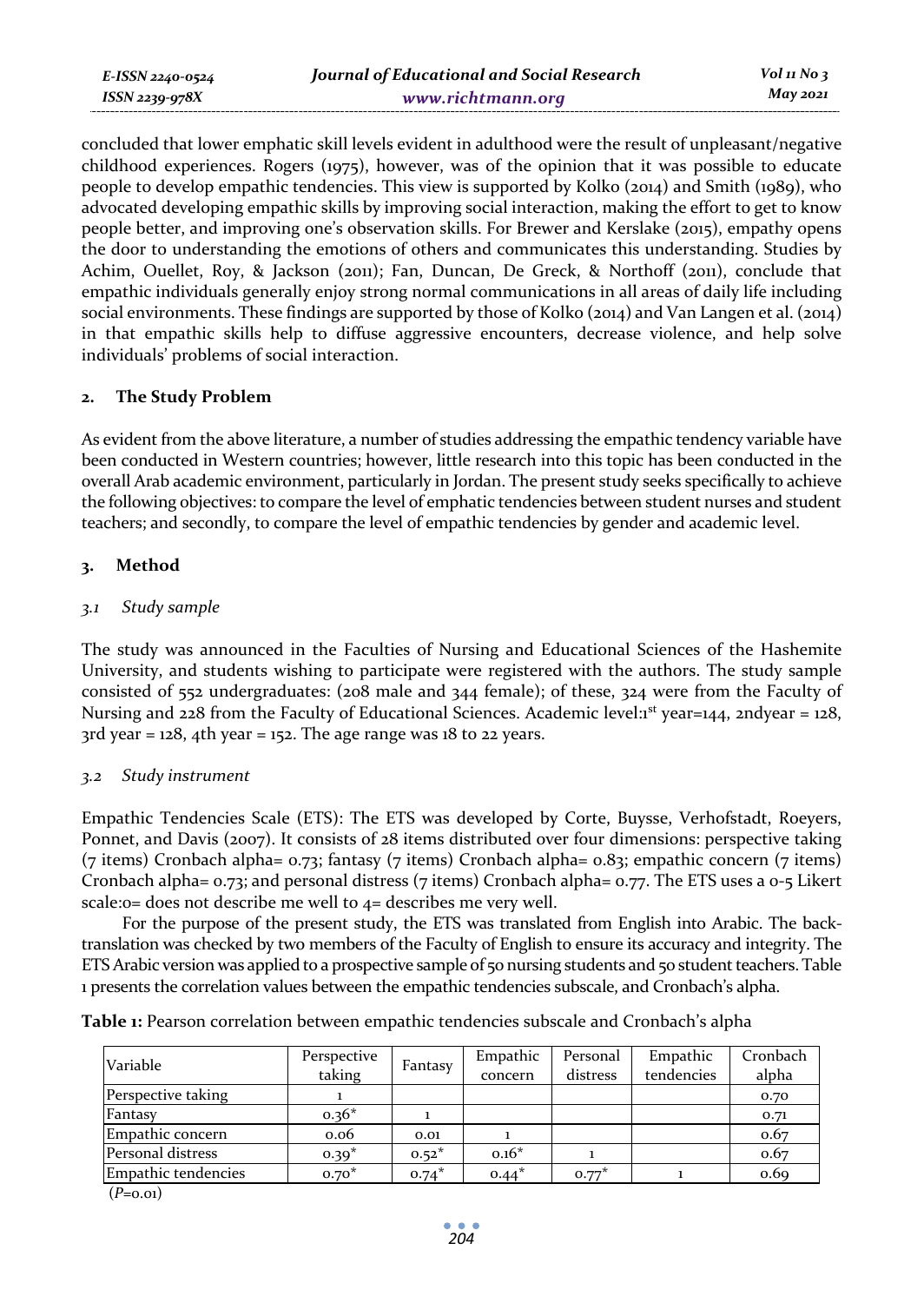concluded that lower emphatic skill levels evident in adulthood were the result of unpleasant/negative childhood experiences. Rogers (1975), however, was of the opinion that it was possible to educate people to develop empathic tendencies. This view is supported by Kolko (2014) and Smith (1989), who advocated developing empathic skills by improving social interaction, making the effort to get to know people better, and improving one's observation skills. For Brewer and Kerslake (2015), empathy opens the door to understanding the emotions of others and communicates this understanding. Studies by Achim, Ouellet, Roy, & Jackson (2011); Fan, Duncan, De Greck, & Northoff (2011), conclude that empathic individuals generally enjoy strong normal communications in all areas of daily life including social environments. These findings are supported by those of Kolko (2014) and Van Langen et al. (2014) in that empathic skills help to diffuse aggressive encounters, decrease violence, and help solve individuals' problems of social interaction.

## 2. The Study Problem

As evident from the above literature, a number of studies addressing the empathic tendency variable have been conducted in Western countries; however, little research into this topic has been conducted in the overall Arab academic environment, particularly in Jordan. The present study seeks specifically to achieve the following objectives: to compare the level of emphatic tendencies between student nurses and student teachers; and secondly, to compare the level of empathic tendencies by gender and academic level.

## 3. Method

### *3.1 Study sample*

The study was announced in the Faculties of Nursing and Educational Sciences of the Hashemite University, and students wishing to participate were registered with the authors. The study sample consisted of 552 undergraduates: (208 male and 344 female); of these, 324 were from the Faculty of Nursing and 228 from the Faculty of Educational Sciences. Academic level:1st year=144, 2ndyear = 128, 3rd year = 128, 4th year = 152. The age range was 18 to 22 years.

### *3.2 Study instrument*

Empathic Tendencies Scale (ETS): The ETS was developed by Corte, Buysse, Verhofstadt, Roeyers, Ponnet, and Davis (2007). It consists of 28 items distributed over four dimensions: perspective taking (7 items) Cronbach alpha= 0.73; fantasy (7 items) Cronbach alpha= 0.83; empathic concern (7 items) Cronbach alpha= 0.73; and personal distress (7 items) Cronbach alpha= 0.77. The ETS uses a 0-5 Likert scale:0= does not describe me well to 4= describes me very well.

For the purpose of the present study, the ETS was translated from English into Arabic. The back-translation was checked by two members of the Faculty of English to ensure its accuracy and integrity. The ETS Arabic version was applied to a prospective sample of 50 nursing students and 50 student teachers. Table 1 presents the correlation values between the empathic tendencies subscale, and Cronbach's alpha.

**Table 1:** Pearson correlation between empathic tendencies subscale and Cronbach's alpha

| Variable | Perspective taking | Fantasy | Empathic concern | Personal distress | Empathic tendencies | Cronbach alpha |
|---|---|---|---|---|---|---|
| Perspective taking | 1 | | | | | 0.70 |
| Fantasy | 0.36* | 1 | | | | 0.71 |
| Empathic concern | 0.06 | 0.01 | 1 | | | 0.67 |
| Personal distress | 0.39* | 0.52* | 0.16* | 1 | | 0.67 |
| Empathic tendencies | 0.70* | 0.74* | 0.44* | 0.77* | 1 | 0.69 |

(*P*=0.01)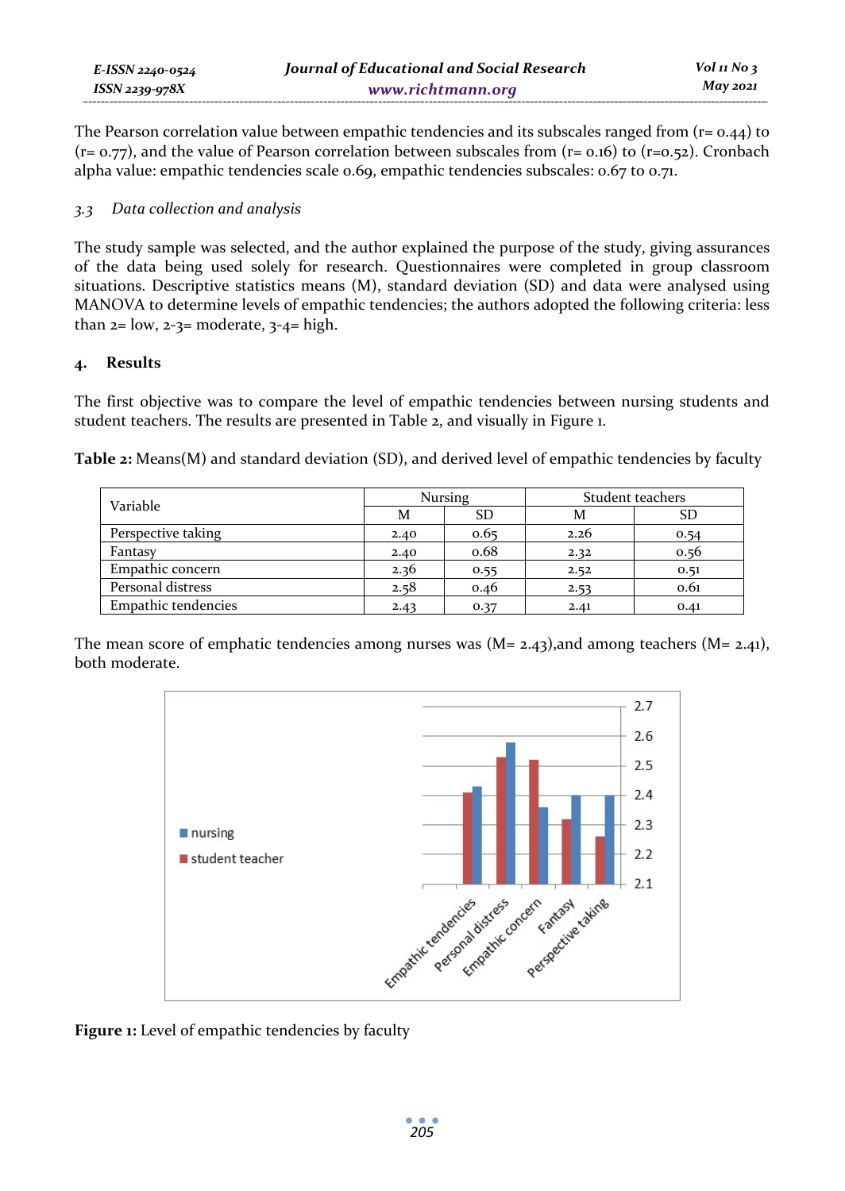The Pearson correlation value between empathic tendencies and its subscales ranged from (r= 0.44) to (r= 0.77), and the value of Pearson correlation between subscales from (r= 0.16) to (r=0.52). Cronbach alpha value: empathic tendencies scale 0.69, empathic tendencies subscales: 0.67 to 0.71.

### *3.3 Data collection and analysis*

The study sample was selected, and the author explained the purpose of the study, giving assurances of the data being used solely for research. Questionnaires were completed in group classroom situations. Descriptive statistics means (M), standard deviation (SD) and data were analysed using MANOVA to determine levels of empathic tendencies; the authors adopted the following criteria: less than 2= low, 2-3= moderate, 3-4= high.

## 4. Results

The first objective was to compare the level of empathic tendencies between nursing students and student teachers. The results are presented in Table 2, and visually in Figure 1.

**Table 2:** Means(M) and standard deviation (SD), and derived level of empathic tendencies by faculty

| Variable | Nursing | | Student teachers | |
|---|---|---|---|---|
| | M | SD | M | SD |
| Perspective taking | 2.40 | 0.65 | 2.26 | 0.54 |
| Fantasy | 2.40 | 0.68 | 2.32 | 0.56 |
| Empathic concern | 2.36 | 0.55 | 2.52 | 0.51 |
| Personal distress | 2.58 | 0.46 | 2.53 | 0.61 |
| Empathic tendencies | 2.43 | 0.37 | 2.41 | 0.41 |

The mean score of emphatic tendencies among nurses was (M= 2.43),and among teachers (M= 2.41), both moderate.

**Figure 1:** Level of empathic tendencies by faculty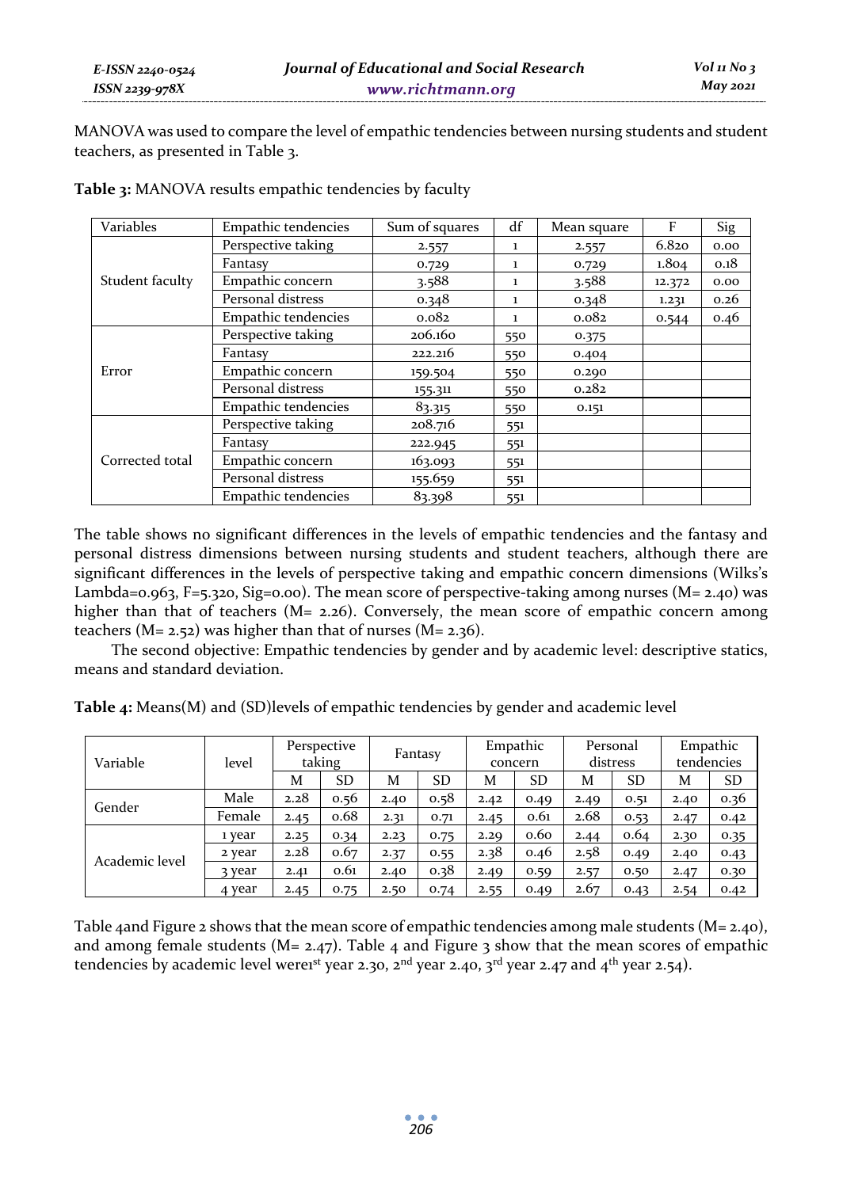MANOVA was used to compare the level of empathic tendencies between nursing students and student teachers, as presented in Table 3.

**Table 3:** MANOVA results empathic tendencies by faculty

| Variables | Empathic tendencies | Sum of squares | df | Mean square | F | Sig |
|---|---|---|---|---|---|---|
| Student faculty | Perspective taking | 2.557 | 1 | 2.557 | 6.820 | 0.00 |
| | Fantasy | 0.729 | 1 | 0.729 | 1.804 | 0.18 |
| | Empathic concern | 3.588 | 1 | 3.588 | 12.372 | 0.00 |
| | Personal distress | 0.348 | 1 | 0.348 | 1.231 | 0.26 |
| | Empathic tendencies | 0.082 | 1 | 0.082 | 0.544 | 0.46 |
| Error | Perspective taking | 206.160 | 550 | 0.375 | | |
| | Fantasy | 222.216 | 550 | 0.404 | | |
| | Empathic concern | 159.504 | 550 | 0.290 | | |
| | Personal distress | 155.311 | 550 | 0.282 | | |
| | Empathic tendencies | 83.315 | 550 | 0.151 | | |
| Corrected total | Perspective taking | 208.716 | 551 | | | |
| | Fantasy | 222.945 | 551 | | | |
| | Empathic concern | 163.093 | 551 | | | |
| | Personal distress | 155.659 | 551 | | | |
| | Empathic tendencies | 83.398 | 551 | | | |

The table shows no significant differences in the levels of empathic tendencies and the fantasy and personal distress dimensions between nursing students and student teachers, although there are significant differences in the levels of perspective taking and empathic concern dimensions (Wilks's Lambda=0.963, F=5.320, Sig=0.00). The mean score of perspective-taking among nurses (M= 2.40) was higher than that of teachers (M= 2.26). Conversely, the mean score of empathic concern among teachers (M= 2.52) was higher than that of nurses (M= 2.36).

The second objective: Empathic tendencies by gender and by academic level: descriptive statics, means and standard deviation.

**Table 4:** Means(M) and (SD)levels of empathic tendencies by gender and academic level

| Variable | level | Perspective taking | | Fantasy | | Empathic concern | | Personal distress | | Empathic tendencies | |
|---|---|---|---|---|---|---|---|---|---|---|---|
| | | M | SD | M | SD | M | SD | M | SD | M | SD |
| Gender | Male | 2.28 | 0.56 | 2.40 | 0.58 | 2.42 | 0.49 | 2.49 | 0.51 | 2.40 | 0.36 |
| | Female | 2.45 | 0.68 | 2.31 | 0.71 | 2.45 | 0.61 | 2.68 | 0.53 | 2.47 | 0.42 |
| Academic level | 1 year | 2.25 | 0.34 | 2.23 | 0.75 | 2.29 | 0.60 | 2.44 | 0.64 | 2.30 | 0.35 |
| | 2 year | 2.28 | 0.67 | 2.37 | 0.55 | 2.38 | 0.46 | 2.58 | 0.49 | 2.40 | 0.43 |
| | 3 year | 2.41 | 0.61 | 2.40 | 0.38 | 2.49 | 0.59 | 2.57 | 0.50 | 2.47 | 0.30 |
| | 4 year | 2.45 | 0.75 | 2.50 | 0.74 | 2.55 | 0.49 | 2.67 | 0.43 | 2.54 | 0.42 |

Table 4and Figure 2 shows that the mean score of empathic tendencies among male students (M= 2.40), and among female students (M= 2.47). Table 4 and Figure 3 show that the mean scores of empathic tendencies by academic level were1st year 2.30, 2nd year 2.40, 3rd year 2.47 and 4th year 2.54).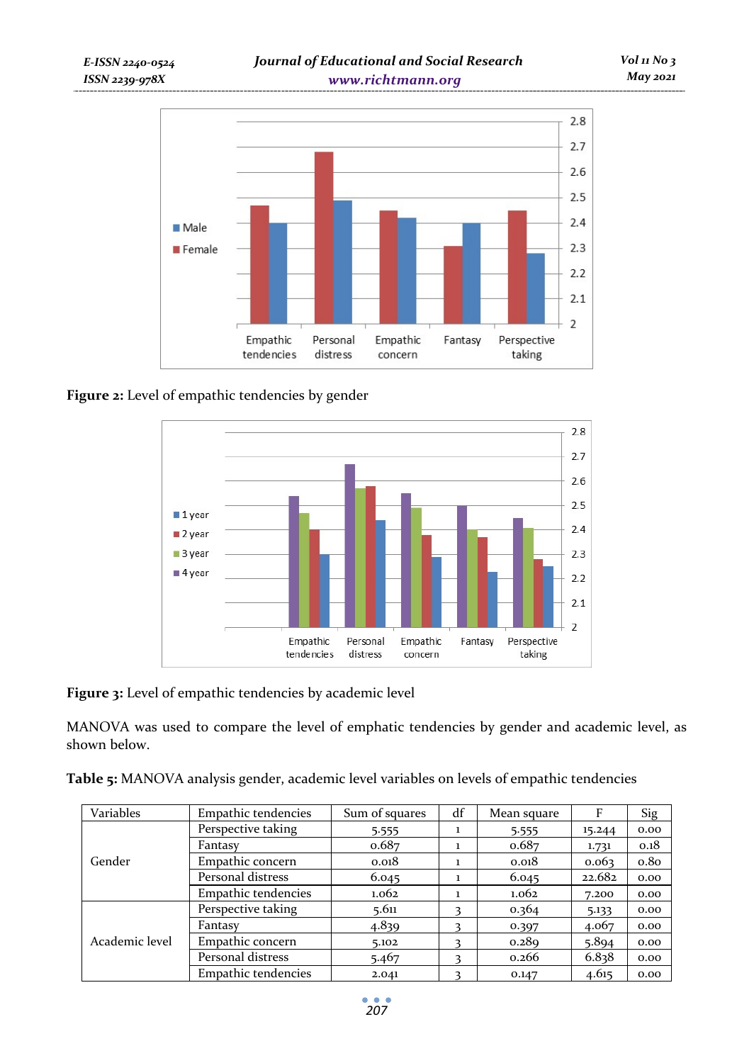**Figure 2:** Level of empathic tendencies by gender

**Figure 3:** Level of empathic tendencies by academic level

MANOVA was used to compare the level of emphatic tendencies by gender and academic level, as shown below.

**Table 5:** MANOVA analysis gender, academic level variables on levels of empathic tendencies

| Variables | Empathic tendencies | Sum of squares | df | Mean square | F | Sig |
|---|---|---|---|---|---|---|
| Gender | Perspective taking | 5.555 | 1 | 5.555 | 15.244 | 0.00 |
| | Fantasy | 0.687 | 1 | 0.687 | 1.731 | 0.18 |
| | Empathic concern | 0.018 | 1 | 0.018 | 0.063 | 0.80 |
| | Personal distress | 6.045 | 1 | 6.045 | 22.682 | 0.00 |
| | Empathic tendencies | 1.062 | 1 | 1.062 | 7.200 | 0.00 |
| Academic level | Perspective taking | 5.611 | 3 | 0.364 | 5.133 | 0.00 |
| | Fantasy | 4.839 | 3 | 0.397 | 4.067 | 0.00 |
| | Empathic concern | 5.102 | 3 | 0.289 | 5.894 | 0.00 |
| | Personal distress | 5.467 | 3 | 0.266 | 6.838 | 0.00 |
| | Empathic tendencies | 2.041 | 3 | 0.147 | 4.615 | 0.00 |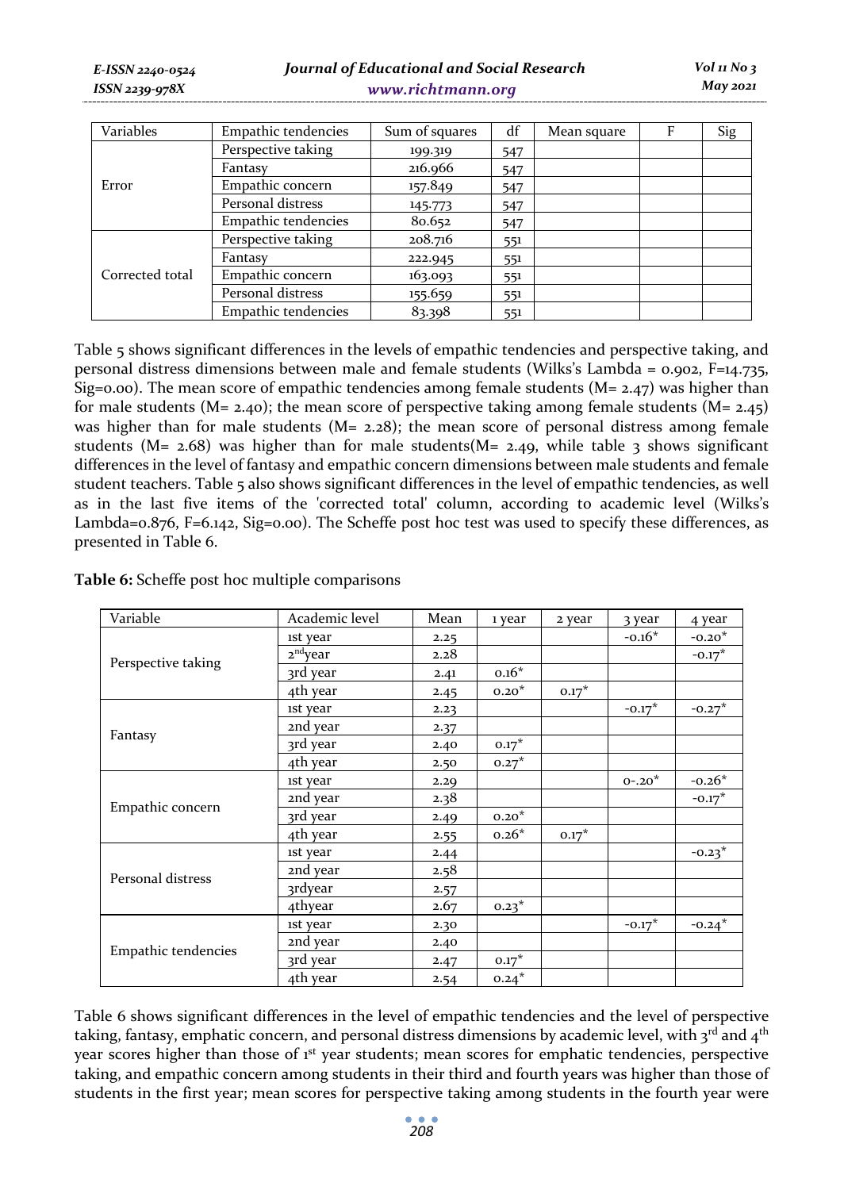| Variables | Empathic tendencies | Sum of squares | df | Mean square | F | Sig |
|---|---|---|---|---|---|---|
| Error | Perspective taking | 199.319 | 547 | | | |
| | Fantasy | 216.966 | 547 | | | |
| | Empathic concern | 157.849 | 547 | | | |
| | Personal distress | 145.773 | 547 | | | |
| | Empathic tendencies | 80.652 | 547 | | | |
| Corrected total | Perspective taking | 208.716 | 551 | | | |
| | Fantasy | 222.945 | 551 | | | |
| | Empathic concern | 163.093 | 551 | | | |
| | Personal distress | 155.659 | 551 | | | |
| | Empathic tendencies | 83.398 | 551 | | | |

Table 5 shows significant differences in the levels of empathic tendencies and perspective taking, and personal distress dimensions between male and female students (Wilks's Lambda = 0.902, F=14.735, Sig=0.00). The mean score of empathic tendencies among female students (M= 2.47) was higher than for male students (M= 2.40); the mean score of perspective taking among female students (M= 2.45) was higher than for male students (M= 2.28); the mean score of personal distress among female students (M= 2.68) was higher than for male students(M= 2.49, while table 3 shows significant differences in the level of fantasy and empathic concern dimensions between male students and female student teachers. Table 5 also shows significant differences in the level of empathic tendencies, as well as in the last five items of the 'corrected total' column, according to academic level (Wilks's Lambda=0.876, F=6.142, Sig=0.00). The Scheffe post hoc test was used to specify these differences, as presented in Table 6.

**Table 6:** Scheffe post hoc multiple comparisons

| Variable | Academic level | Mean | 1 year | 2 year | 3 year | 4 year |
|---|---|---|---|---|---|---|
| Perspective taking | 1st year | 2.25 | | | -0.16* | -0.20* |
| | 2nd year | 2.28 | | | | -0.17* |
| | 3rd year | 2.41 | 0.16* | | | |
| | 4th year | 2.45 | 0.20* | 0.17* | | |
| Fantasy | 1st year | 2.23 | | | -0.17* | -0.27* |
| | 2nd year | 2.37 | | | | |
| | 3rd year | 2.40 | 0.17* | | | |
| | 4th year | 2.50 | 0.27* | | | |
| Empathic concern | 1st year | 2.29 | | | 0-.20* | -0.26* |
| | 2nd year | 2.38 | | | | -0.17* |
| | 3rd year | 2.49 | 0.20* | | | |
| | 4th year | 2.55 | 0.26* | 0.17* | | |
| Personal distress | 1st year | 2.44 | | | | -0.23* |
| | 2nd year | 2.58 | | | | |
| | 3rdyear | 2.57 | | | | |
| | 4thyear | 2.67 | 0.23* | | | |
| Empathic tendencies | 1st year | 2.30 | | | -0.17* | -0.24* |
| | 2nd year | 2.40 | | | | |
| | 3rd year | 2.47 | 0.17* | | | |
| | 4th year | 2.54 | 0.24* | | | |

Table 6 shows significant differences in the level of empathic tendencies and the level of perspective taking, fantasy, emphatic concern, and personal distress dimensions by academic level, with 3rd and 4th year scores higher than those of 1st year students; mean scores for emphatic tendencies, perspective taking, and empathic concern among students in their third and fourth years was higher than those of students in the first year; mean scores for perspective taking among students in the fourth year were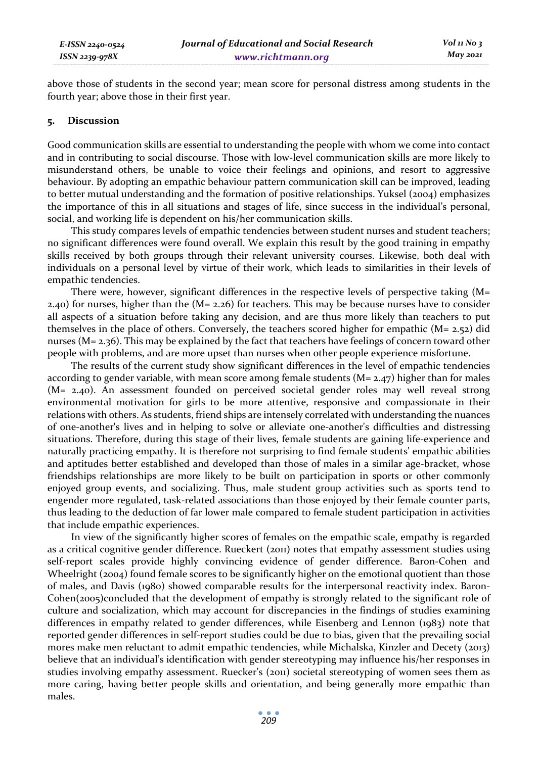above those of students in the second year; mean score for personal distress among students in the fourth year; above those in their first year.

## 5. Discussion

Good communication skills are essential to understanding the people with whom we come into contact and in contributing to social discourse. Those with low-level communication skills are more likely to misunderstand others, be unable to voice their feelings and opinions, and resort to aggressive behaviour. By adopting an empathic behaviour pattern communication skill can be improved, leading to better mutual understanding and the formation of positive relationships. Yuksel (2004) emphasizes the importance of this in all situations and stages of life, since success in the individual's personal, social, and working life is dependent on his/her communication skills.

This study compares levels of empathic tendencies between student nurses and student teachers; no significant differences were found overall. We explain this result by the good training in empathy skills received by both groups through their relevant university courses. Likewise, both deal with individuals on a personal level by virtue of their work, which leads to similarities in their levels of empathic tendencies.

There were, however, significant differences in the respective levels of perspective taking (M= 2.40) for nurses, higher than the (M= 2.26) for teachers. This may be because nurses have to consider all aspects of a situation before taking any decision, and are thus more likely than teachers to put themselves in the place of others. Conversely, the teachers scored higher for empathic (M= 2.52) did nurses (M= 2.36). This may be explained by the fact that teachers have feelings of concern toward other people with problems, and are more upset than nurses when other people experience misfortune.

The results of the current study show significant differences in the level of empathic tendencies according to gender variable, with mean score among female students (M= 2.47) higher than for males (M= 2.40). An assessment founded on perceived societal gender roles may well reveal strong environmental motivation for girls to be more attentive, responsive and compassionate in their relations with others. As students, friend ships are intensely correlated with understanding the nuances of one-another's lives and in helping to solve or alleviate one-another's difficulties and distressing situations. Therefore, during this stage of their lives, female students are gaining life-experience and naturally practicing empathy. It is therefore not surprising to find female students' empathic abilities and aptitudes better established and developed than those of males in a similar age-bracket, whose friendships relationships are more likely to be built on participation in sports or other commonly enjoyed group events, and socializing. Thus, male student group activities such as sports tend to engender more regulated, task-related associations than those enjoyed by their female counter parts, thus leading to the deduction of far lower male compared to female student participation in activities that include empathic experiences.

In view of the significantly higher scores of females on the empathic scale, empathy is regarded as a critical cognitive gender difference. Rueckert (2011) notes that empathy assessment studies using self-report scales provide highly convincing evidence of gender difference. Baron-Cohen and Wheelright (2004) found female scores to be significantly higher on the emotional quotient than those of males, and Davis (1980) showed comparable results for the interpersonal reactivity index. Baron-Cohen(2005)concluded that the development of empathy is strongly related to the significant role of culture and socialization, which may account for discrepancies in the findings of studies examining differences in empathy related to gender differences, while Eisenberg and Lennon (1983) note that reported gender differences in self-report studies could be due to bias, given that the prevailing social mores make men reluctant to admit empathic tendencies, while Michalska, Kinzler and Decety (2013) believe that an individual's identification with gender stereotyping may influence his/her responses in studies involving empathy assessment. Ruecker's (2011) societal stereotyping of women sees them as more caring, having better people skills and orientation, and being generally more empathic than males.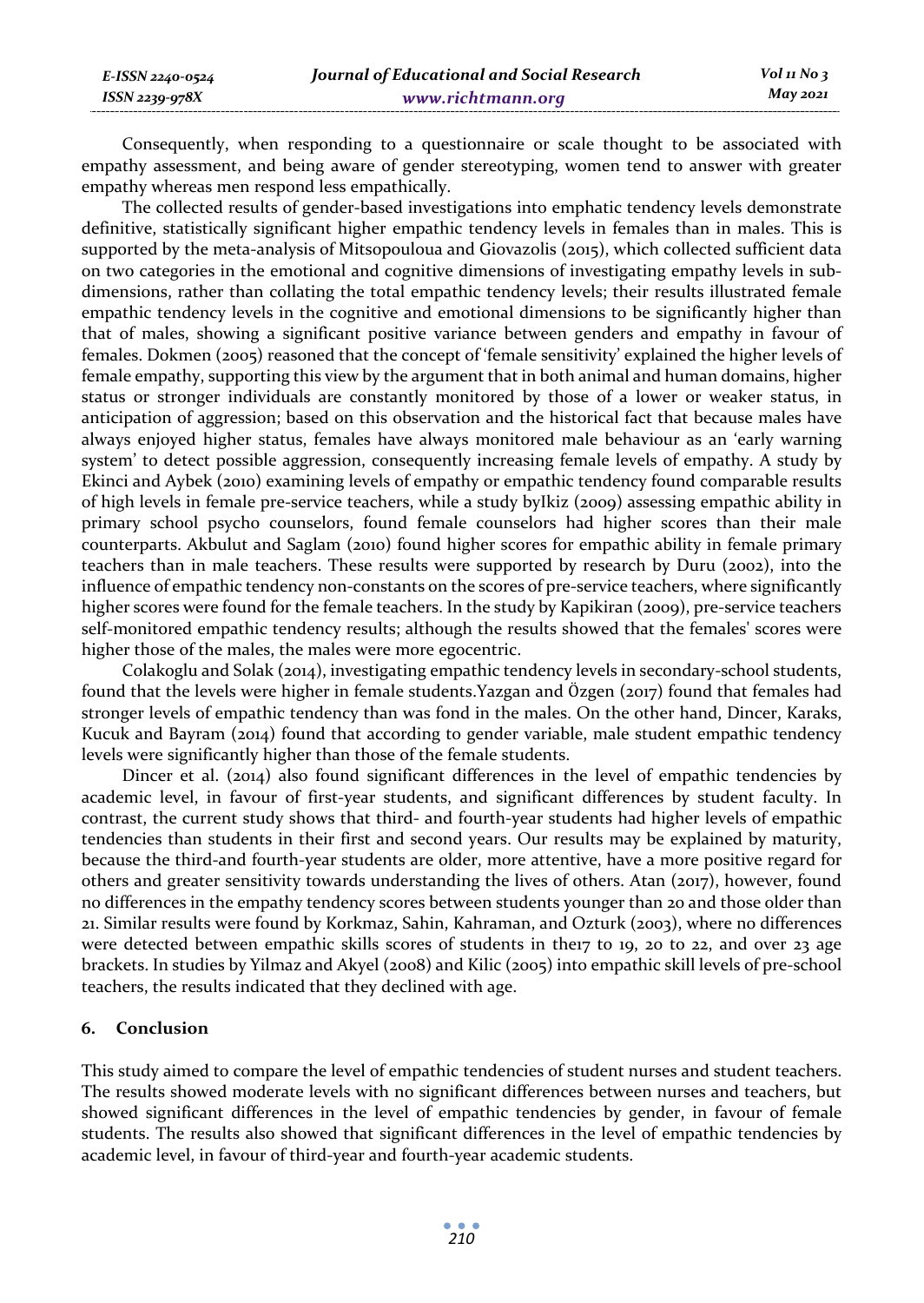Consequently, when responding to a questionnaire or scale thought to be associated with empathy assessment, and being aware of gender stereotyping, women tend to answer with greater empathy whereas men respond less empathically.

The collected results of gender-based investigations into emphatic tendency levels demonstrate definitive, statistically significant higher empathic tendency levels in females than in males. This is supported by the meta-analysis of Mitsopouloua and Giovazolis (2015), which collected sufficient data on two categories in the emotional and cognitive dimensions of investigating empathy levels in sub-dimensions, rather than collating the total empathic tendency levels; their results illustrated female empathic tendency levels in the cognitive and emotional dimensions to be significantly higher than that of males, showing a significant positive variance between genders and empathy in favour of females. Dokmen (2005) reasoned that the concept of 'female sensitivity' explained the higher levels of female empathy, supporting this view by the argument that in both animal and human domains, higher status or stronger individuals are constantly monitored by those of a lower or weaker status, in anticipation of aggression; based on this observation and the historical fact that because males have always enjoyed higher status, females have always monitored male behaviour as an 'early warning system' to detect possible aggression, consequently increasing female levels of empathy. A study by Ekinci and Aybek (2010) examining levels of empathy or empathic tendency found comparable results of high levels in female pre-service teachers, while a study byIkiz (2009) assessing empathic ability in primary school psycho counselors, found female counselors had higher scores than their male counterparts. Akbulut and Saglam (2010) found higher scores for empathic ability in female primary teachers than in male teachers. These results were supported by research by Duru (2002), into the influence of empathic tendency non-constants on the scores of pre-service teachers, where significantly higher scores were found for the female teachers. In the study by Kapikiran (2009), pre-service teachers self-monitored empathic tendency results; although the results showed that the females' scores were higher those of the males, the males were more egocentric.

Colakoglu and Solak (2014), investigating empathic tendency levels in secondary-school students, found that the levels were higher in female students.Yazgan and Özgen (2017) found that females had stronger levels of empathic tendency than was fond in the males. On the other hand, Dincer, Karaks, Kucuk and Bayram (2014) found that according to gender variable, male student empathic tendency levels were significantly higher than those of the female students.

Dincer et al. (2014) also found significant differences in the level of empathic tendencies by academic level, in favour of first-year students, and significant differences by student faculty. In contrast, the current study shows that third- and fourth-year students had higher levels of empathic tendencies than students in their first and second years. Our results may be explained by maturity, because the third-and fourth-year students are older, more attentive, have a more positive regard for others and greater sensitivity towards understanding the lives of others. Atan (2017), however, found no differences in the empathy tendency scores between students younger than 20 and those older than 21. Similar results were found by Korkmaz, Sahin, Kahraman, and Ozturk (2003), where no differences were detected between empathic skills scores of students in the17 to 19, 20 to 22, and over 23 age brackets. In studies by Yilmaz and Akyel (2008) and Kilic (2005) into empathic skill levels of pre-school teachers, the results indicated that they declined with age.

## 6. Conclusion

This study aimed to compare the level of empathic tendencies of student nurses and student teachers. The results showed moderate levels with no significant differences between nurses and teachers, but showed significant differences in the level of empathic tendencies by gender, in favour of female students. The results also showed that significant differences in the level of empathic tendencies by academic level, in favour of third-year and fourth-year academic students.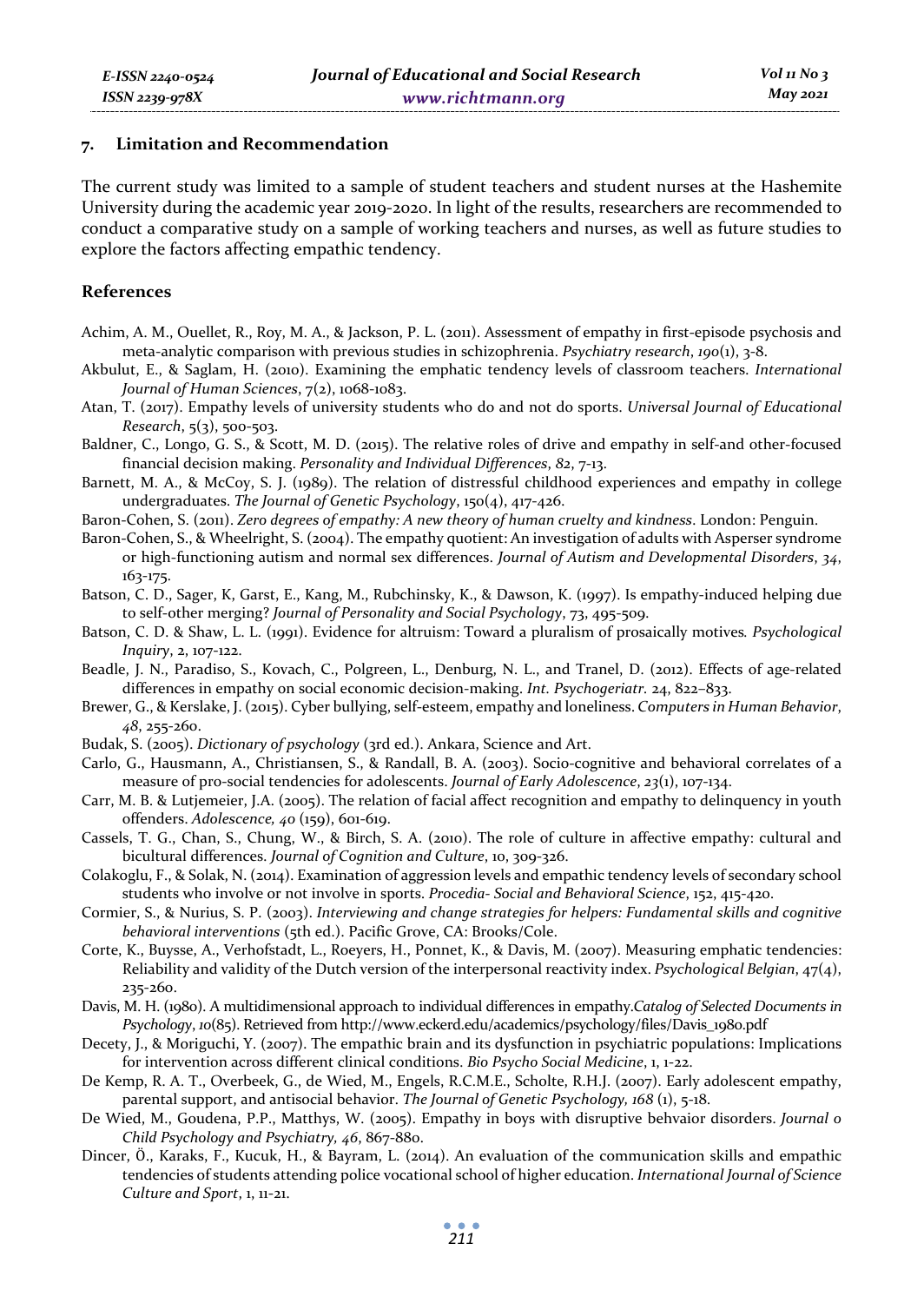## 7. Limitation and Recommendation

The current study was limited to a sample of student teachers and student nurses at the Hashemite University during the academic year 2019-2020. In light of the results, researchers are recommended to conduct a comparative study on a sample of working teachers and nurses, as well as future studies to explore the factors affecting empathic tendency.

## References

Achim, A. M., Ouellet, R., Roy, M. A., & Jackson, P. L. (2011). Assessment of empathy in first-episode psychosis and meta-analytic comparison with previous studies in schizophrenia. *Psychiatry research*, *190*(1), 3-8.

Akbulut, E., & Saglam, H. (2010). Examining the emphatic tendency levels of classroom teachers. *International Journal of Human Sciences*, 7(2), 1068-1083.

Atan, T. (2017). Empathy levels of university students who do and not do sports. *Universal Journal of Educational Research*, 5(3), 500-503.

Baldner, C., Longo, G. S., & Scott, M. D. (2015). The relative roles of drive and empathy in self-and other-focused financial decision making. *Personality and Individual Differences*, *82*, 7-13.

Barnett, M. A., & McCoy, S. J. (1989). The relation of distressful childhood experiences and empathy in college undergraduates. *The Journal of Genetic Psychology*, 150(4), 417-426.

Baron-Cohen, S. (2011). *Zero degrees of empathy: A new theory of human cruelty and kindness*. London: Penguin.

Baron-Cohen, S., & Wheelright, S. (2004). The empathy quotient: An investigation of adults with Asperser syndrome or high-functioning autism and normal sex differences. *Journal of Autism and Developmental Disorders*, *34*, 163-175.

Batson, C. D., Sager, K, Garst, E., Kang, M., Rubchinsky, K., & Dawson, K. (1997). Is empathy-induced helping due to self-other merging? *Journal of Personality and Social Psychology*, 73, 495-509.

Batson, C. D. & Shaw, L. L. (1991). Evidence for altruism: Toward a pluralism of prosaically motives*. Psychological Inquiry*, 2, 107-122.

Beadle, J. N., Paradiso, S., Kovach, C., Polgreen, L., Denburg, N. L., and Tranel, D. (2012). Effects of age-related differences in empathy on social economic decision-making. *Int. Psychogeriatr.* 24, 822–833.

Brewer, G., & Kerslake, J. (2015). Cyber bullying, self-esteem, empathy and loneliness. *Computers in Human Behavior, 48*, 255-260.

Budak, S. (2005). *Dictionary of psychology* (3rd ed.). Ankara, Science and Art.

Carlo, G., Hausmann, A., Christiansen, S., & Randall, B. A. (2003). Socio-cognitive and behavioral correlates of a measure of pro-social tendencies for adolescents. *Journal of Early Adolescence*, *23*(1), 107-134.

Carr, M. B. & Lutjemeier, J.A. (2005). The relation of facial affect recognition and empathy to delinquency in youth offenders. *Adolescence, 40* (159), 601-619.

Cassels, T. G., Chan, S., Chung, W., & Birch, S. A. (2010). The role of culture in affective empathy: cultural and bicultural differences. *Journal of Cognition and Culture*, 10, 309-326.

Colakoglu, F., & Solak, N. (2014). Examination of aggression levels and empathic tendency levels of secondary school students who involve or not involve in sports. *Procedia- Social and Behavioral Science*, 152, 415-420.

Cormier, S., & Nurius, S. P. (2003). *Interviewing and change strategies for helpers: Fundamental skills and cognitive behavioral interventions* (5th ed.). Pacific Grove, CA: Brooks/Cole.

Corte, K., Buysse, A., Verhofstadt, L., Roeyers, H., Ponnet, K., & Davis, M. (2007). Measuring emphatic tendencies: Reliability and validity of the Dutch version of the interpersonal reactivity index. *Psychological Belgian*, 47(4), 235-260.

Davis, M. H. (1980). A multidimensional approach to individual differences in empathy.*Catalog of Selected Documents in Psychology*, *10*(85). Retrieved from http://www.eckerd.edu/academics/psychology/files/Davis_1980.pdf

Decety, J., & Moriguchi, Y. (2007). The empathic brain and its dysfunction in psychiatric populations: Implications for intervention across different clinical conditions. *Bio Psycho Social Medicine*, 1, 1-22.

De Kemp, R. A. T., Overbeek, G., de Wied, M., Engels, R.C.M.E., Scholte, R.H.J. (2007). Early adolescent empathy, parental support, and antisocial behavior. *The Journal of Genetic Psychology, 168* (1), 5-18.

De Wied, M., Goudena, P.P., Matthys, W. (2005). Empathy in boys with disruptive behvaior disorders. *Journal o Child Psychology and Psychiatry, 46*, 867-880.

Dincer, Ö., Karaks, F., Kucuk, H., & Bayram, L. (2014). An evaluation of the communication skills and empathic tendencies of students attending police vocational school of higher education. *International Journal of Science Culture and Sport*, 1, 11-21.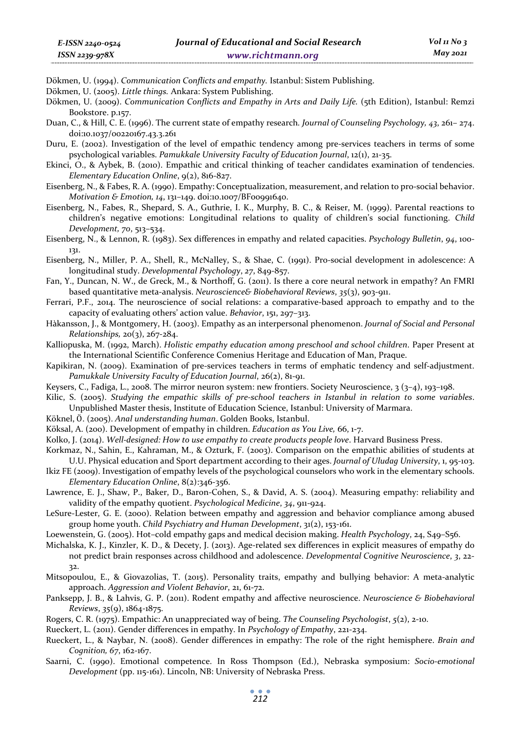Dökmen, U. (1994). *Communication Conflicts and empathy.* Istanbul: Sistem Publishing.

Dökmen, U. (2005). *Little things.* Ankara: System Publishing.

Dökmen, U. (2009). *Communication Conflicts and Empathy in Arts and Daily Life.* (5th Edition), Istanbul: Remzi Bookstore. p.157.

Duan, C., & Hill, C. E. (1996). The current state of empathy research. *Journal of Counseling Psychology, 43*, 261– 274. doi:10.1037/00220167.43.3.261

Duru, E. (2002). Investigation of the level of empathic tendency among pre-services teachers in terms of some psychological variables. *Pamukkale University Faculty of Education Journal*, 12(1), 21-35.

Ekinci, O., & Aybek, B. (2010). Empathic and critical thinking of teacher candidates examination of tendencies. *Elementary Education Online*, 9(2), 816-827.

Eisenberg, N., & Fabes, R. A. (1990). Empathy: Conceptualization, measurement, and relation to pro-social behavior. *Motivation & Emotion, 14*, 131–149. doi:10.1007/BF00991640.

Eisenberg, N., Fabes, R., Shepard, S. A., Guthrie, I. K., Murphy, B. C., & Reiser, M. (1999). Parental reactions to children's negative emotions: Longitudinal relations to quality of children's social functioning. *Child Development, 70*, 513–534.

Eisenberg, N., & Lennon, R. (1983). Sex differences in empathy and related capacities. *Psychology Bulletin*, *94*, 100-131.

Eisenberg, N., Miller, P. A., Shell, R., McNalley, S., & Shae, C. (1991). Pro-social development in adolescence: A longitudinal study. *Developmental Psychology*, *27*, 849-857.

Fan, Y., Duncan, N. W., de Greck, M., & Northoff, G. (2011). Is there a core neural network in empathy? An FMRI based quantitative meta-analysis. *Neuroscience& Biobehavioral Reviews*, *35*(3), 903-911.

Ferrari, P.F., 2014. The neuroscience of social relations: a comparative-based approach to empathy and to the capacity of evaluating others' action value. *Behavior*, 151, 297–313.

Hàkansson, J., & Montgomery, H. (2003). Empathy as an interpersonal phenomenon. *Journal of Social and Personal Relationships,* 20(3), 267-284.

Kalliopuska, M. (1992, March). *Holistic empathy education among preschool and school children*. Paper Present at the International Scientific Conference Comenius Heritage and Education of Man, Praque.

Kapikiran, N. (2009). Examination of pre-services teachers in terms of emphatic tendency and self-adjustment. *Pamukkale University Faculty of Education Journal*, 26(2), 81-91.

Keysers, C., Fadiga, L., 2008. The mirror neuron system: new frontiers. Society Neuroscience, 3 (3–4), 193–198.

Kilic, S. (2005). *Studying the empathic skills of pre-school teachers in Istanbul in relation to some variables*. Unpublished Master thesis, Institute of Education Science, Istanbul: University of Marmara.

Köknel, Ö. (2005). *Anal understanding human*. Golden Books, Istanbul.

Köksal, A. (200). Development of empathy in children. *Education as You Live,* 66, 1-7.

Kolko, J. (2014). *Well-designed: How to use empathy to create products people love*. Harvard Business Press.

Korkmaz, N., Sahin, E., Kahraman, M., & Ozturk, F. (2003). Comparison on the empathic abilities of students at U.U. Physical education and Sport department according to their ages. *Journal of Uludag University*, 1, 95-103.

Ikiz FE (2009). Investigation of empathy levels of the psychological counselors who work in the elementary schools. *Elementary Education Online*, 8(2):346-356.

Lawrence, E. J., Shaw, P., Baker, D., Baron-Cohen, S., & David, A. S. (2004). Measuring empathy: reliability and validity of the empathy quotient. *Psychological Medicine*, *34*, 911-924.

LeSure-Lester, G. E. (2000). Relation between empathy and aggression and behavior compliance among abused group home youth. *Child Psychiatry and Human Development*, 31(2), 153-161.

Loewenstein, G. (2005). Hot–cold empathy gaps and medical decision making. *Health Psychology*, 24, S49–S56.

Michalska, K. J., Kinzler, K. D., & Decety, J. (2013). Age-related sex differences in explicit measures of empathy do not predict brain responses across childhood and adolescence. *Developmental Cognitive Neuroscience*, *3*, 22-32.

Mitsopoulou, E., & Giovazolias, T. (2015). Personality traits, empathy and bullying behavior: A meta-analytic approach. *Aggression and Violent Behavior*, 21, 61-72.

Panksepp, J. B., & Lahvis, G. P. (2011). Rodent empathy and affective neuroscience. *Neuroscience & Biobehavioral Reviews*, *35*(9), 1864-1875.

Rogers, C. R. (1975). Empathic: An unappreciated way of being. *The Counseling Psychologist*, *5*(2), 2-10.

Rueckert, L. (2011). Gender differences in empathy. In *Psychology of Empathy*, 221-234.

Rueckert, L., & Naybar, N. (2008). Gender differences in empathy: The role of the right hemisphere. *Brain and Cognition, 67*, 162-167.

Saarni, C. (1990). Emotional competence. In Ross Thompson (Ed.), Nebraska symposium: *Socio-emotional Development* (pp. 115-161). Lincoln, NB: University of Nebraska Press.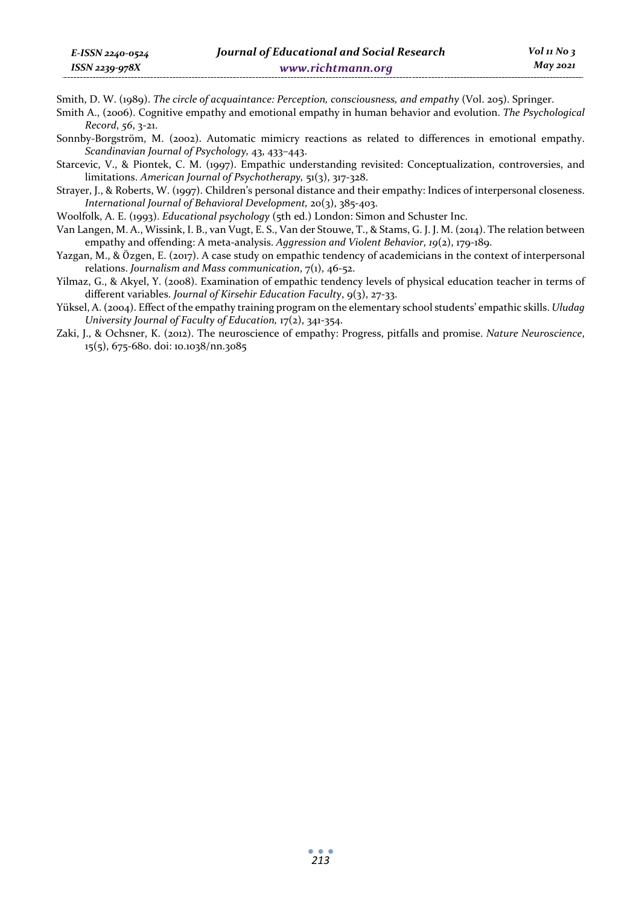Smith, D. W. (1989). *The circle of acquaintance: Perception, consciousness, and empathy* (Vol. 205). Springer.

Smith A., (2006). Cognitive empathy and emotional empathy in human behavior and evolution. *The Psychological Record*, *56*, 3-21.

Sonnby-Borgström, M. (2002). Automatic mimicry reactions as related to differences in emotional empathy. *Scandinavian Journal of Psychology,* 43, 433–443.

Starcevic, V., & Piontek, C. M. (1997). Empathic understanding revisited: Conceptualization, controversies, and limitations. *American Journal of Psychotherapy,* 51(3), 317-328.

Strayer, J., & Roberts, W. (1997). Children's personal distance and their empathy: Indices of interpersonal closeness. *International Journal of Behavioral Development,* 20(3), 385-403.

Woolfolk, A. E. (1993). *Educational psychology* (5th ed.) London: Simon and Schuster Inc.

Van Langen, M. A., Wissink, I. B., van Vugt, E. S., Van der Stouwe, T., & Stams, G. J. J. M. (2014). The relation between empathy and offending: A meta-analysis. *Aggression and Violent Behavior*, *19*(2), 179-189.

Yazgan, M., & Özgen, E. (2017). A case study on empathic tendency of academicians in the context of interpersonal relations. *Journalism and Mass communication*, 7(1), 46-52.

Yilmaz, G., & Akyel, Y. (2008). Examination of empathic tendency levels of physical education teacher in terms of different variables. *Journal of Kirsehir Education Faculty*, 9(3), 27-33.

Yüksel, A. (2004). Effect of the empathy training program on the elementary school students' empathic skills. *Uludag University Journal of Faculty of Education,* 17(2), 341-354.

Zaki, J., & Ochsner, K. (2012). The neuroscience of empathy: Progress, pitfalls and promise. *Nature Neuroscience*, 15(5), 675-680. doi: 10.1038/nn.3085